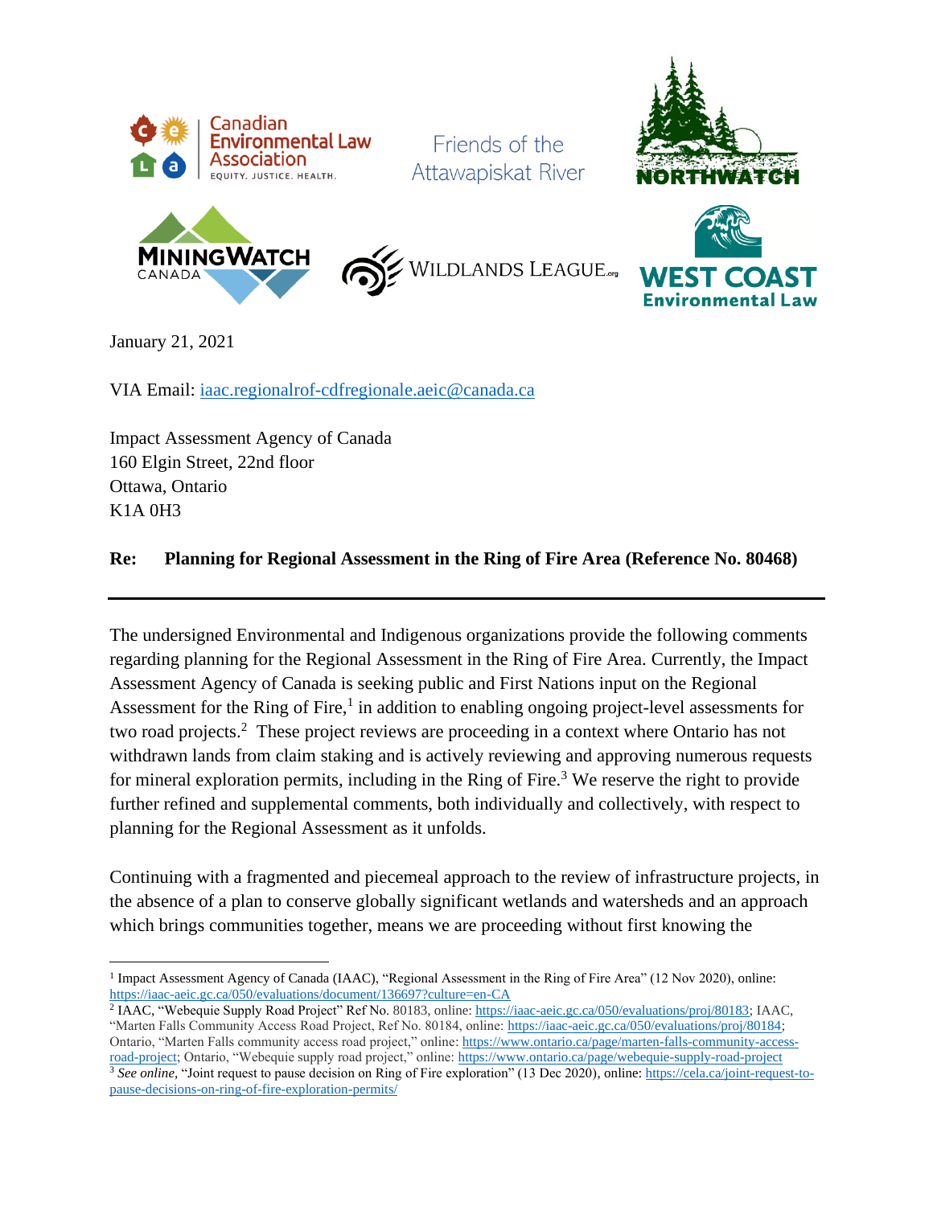Canadian Environmental Law Association — EQUITY. JUSTICE. HEALTH.

Friends of the Attawapiskat River

NORTHWATCH

MININGWATCH CANADA

WILDLANDS LEAGUE.org

WEST COAST Environmental Law

January 21, 2021

VIA Email: iaac.regionalrof-cdfregionale.aeic@canada.ca

Impact Assessment Agency of Canada
160 Elgin Street, 22nd floor
Ottawa, Ontario
K1A 0H3

**Re: Planning for Regional Assessment in the Ring of Fire Area (Reference No. 80468)**

---

The undersigned Environmental and Indigenous organizations provide the following comments regarding planning for the Regional Assessment in the Ring of Fire Area. Currently, the Impact Assessment Agency of Canada is seeking public and First Nations input on the Regional Assessment for the Ring of Fire,[1] in addition to enabling ongoing project-level assessments for two road projects.[2] These project reviews are proceeding in a context where Ontario has not withdrawn lands from claim staking and is actively reviewing and approving numerous requests for mineral exploration permits, including in the Ring of Fire.[3] We reserve the right to provide further refined and supplemental comments, both individually and collectively, with respect to planning for the Regional Assessment as it unfolds.

Continuing with a fragmented and piecemeal approach to the review of infrastructure projects, in the absence of a plan to conserve globally significant wetlands and watersheds and an approach which brings communities together, means we are proceeding without first knowing the

---

[1] Impact Assessment Agency of Canada (IAAC), "Regional Assessment in the Ring of Fire Area" (12 Nov 2020), online: https://iaac-aeic.gc.ca/050/evaluations/document/136697?culture=en-CA

[2] IAAC, "Webequie Supply Road Project" Ref No. 80183, online: https://iaac-aeic.gc.ca/050/evaluations/proj/80183; IAAC, "Marten Falls Community Access Road Project, Ref No. 80184, online: https://iaac-aeic.gc.ca/050/evaluations/proj/80184; Ontario, "Marten Falls community access road project," online: https://www.ontario.ca/page/marten-falls-community-access-road-project; Ontario, "Webequie supply road project," online: https://www.ontario.ca/page/webequie-supply-road-project

[3] *See online*, "Joint request to pause decision on Ring of Fire exploration" (13 Dec 2020), online: https://cela.ca/joint-request-to-pause-decisions-on-ring-of-fire-exploration-permits/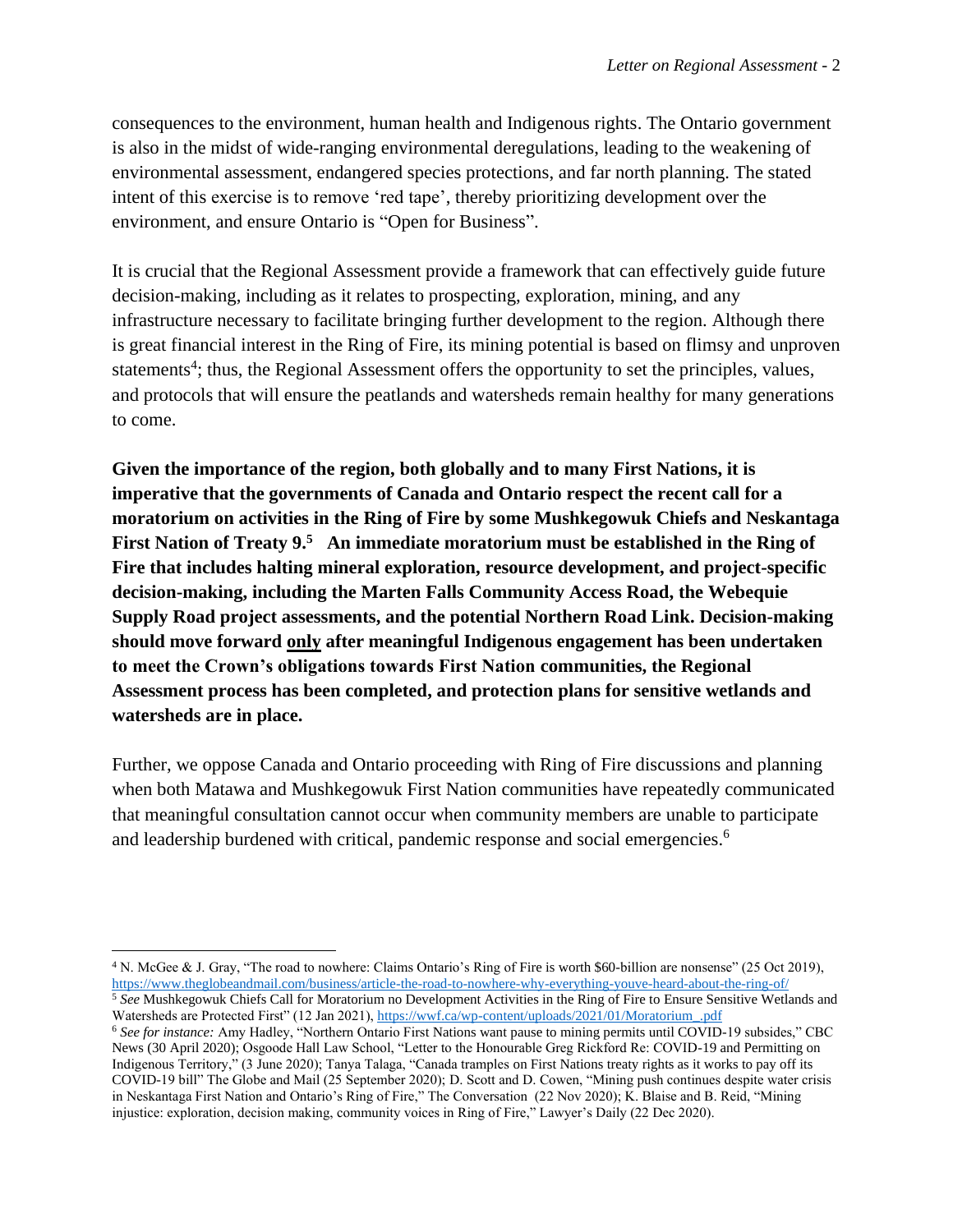consequences to the environment, human health and Indigenous rights. The Ontario government is also in the midst of wide-ranging environmental deregulations, leading to the weakening of environmental assessment, endangered species protections, and far north planning. The stated intent of this exercise is to remove 'red tape', thereby prioritizing development over the environment, and ensure Ontario is "Open for Business".

It is crucial that the Regional Assessment provide a framework that can effectively guide future decision-making, including as it relates to prospecting, exploration, mining, and any infrastructure necessary to facilitate bringing further development to the region. Although there is great financial interest in the Ring of Fire, its mining potential is based on flimsy and unproven statements[4]; thus, the Regional Assessment offers the opportunity to set the principles, values, and protocols that will ensure the peatlands and watersheds remain healthy for many generations to come.

**Given the importance of the region, both globally and to many First Nations, it is imperative that the governments of Canada and Ontario respect the recent call for a moratorium on activities in the Ring of Fire by some Mushkegowuk Chiefs and Neskantaga First Nation of Treaty 9.[5] An immediate moratorium must be established in the Ring of Fire that includes halting mineral exploration, resource development, and project-specific decision-making, including the Marten Falls Community Access Road, the Webequie Supply Road project assessments, and the potential Northern Road Link. Decision-making should move forward <u>only</u> after meaningful Indigenous engagement has been undertaken to meet the Crown's obligations towards First Nation communities, the Regional Assessment process has been completed, and protection plans for sensitive wetlands and watersheds are in place.**

Further, we oppose Canada and Ontario proceeding with Ring of Fire discussions and planning when both Matawa and Mushkegowuk First Nation communities have repeatedly communicated that meaningful consultation cannot occur when community members are unable to participate and leadership burdened with critical, pandemic response and social emergencies.[6]

---

[4] N. McGee & J. Gray, "The road to nowhere: Claims Ontario's Ring of Fire is worth $60-billion are nonsense" (25 Oct 2019), https://www.theglobeandmail.com/business/article-the-road-to-nowhere-why-everything-youve-heard-about-the-ring-of/

[5] *See* Mushkegowuk Chiefs Call for Moratorium no Development Activities in the Ring of Fire to Ensure Sensitive Wetlands and Watersheds are Protected First" (12 Jan 2021), https://wwf.ca/wp-content/uploads/2021/01/Moratorium_.pdf

[6] *See for instance:* Amy Hadley, "Northern Ontario First Nations want pause to mining permits until COVID-19 subsides," CBC News (30 April 2020); Osgoode Hall Law School, "Letter to the Honourable Greg Rickford Re: COVID-19 and Permitting on Indigenous Territory," (3 June 2020); Tanya Talaga, "Canada tramples on First Nations treaty rights as it works to pay off its COVID-19 bill" The Globe and Mail (25 September 2020); D. Scott and D. Cowen, "Mining push continues despite water crisis in Neskantaga First Nation and Ontario's Ring of Fire," The Conversation (22 Nov 2020); K. Blaise and B. Reid, "Mining injustice: exploration, decision making, community voices in Ring of Fire," Lawyer's Daily (22 Dec 2020).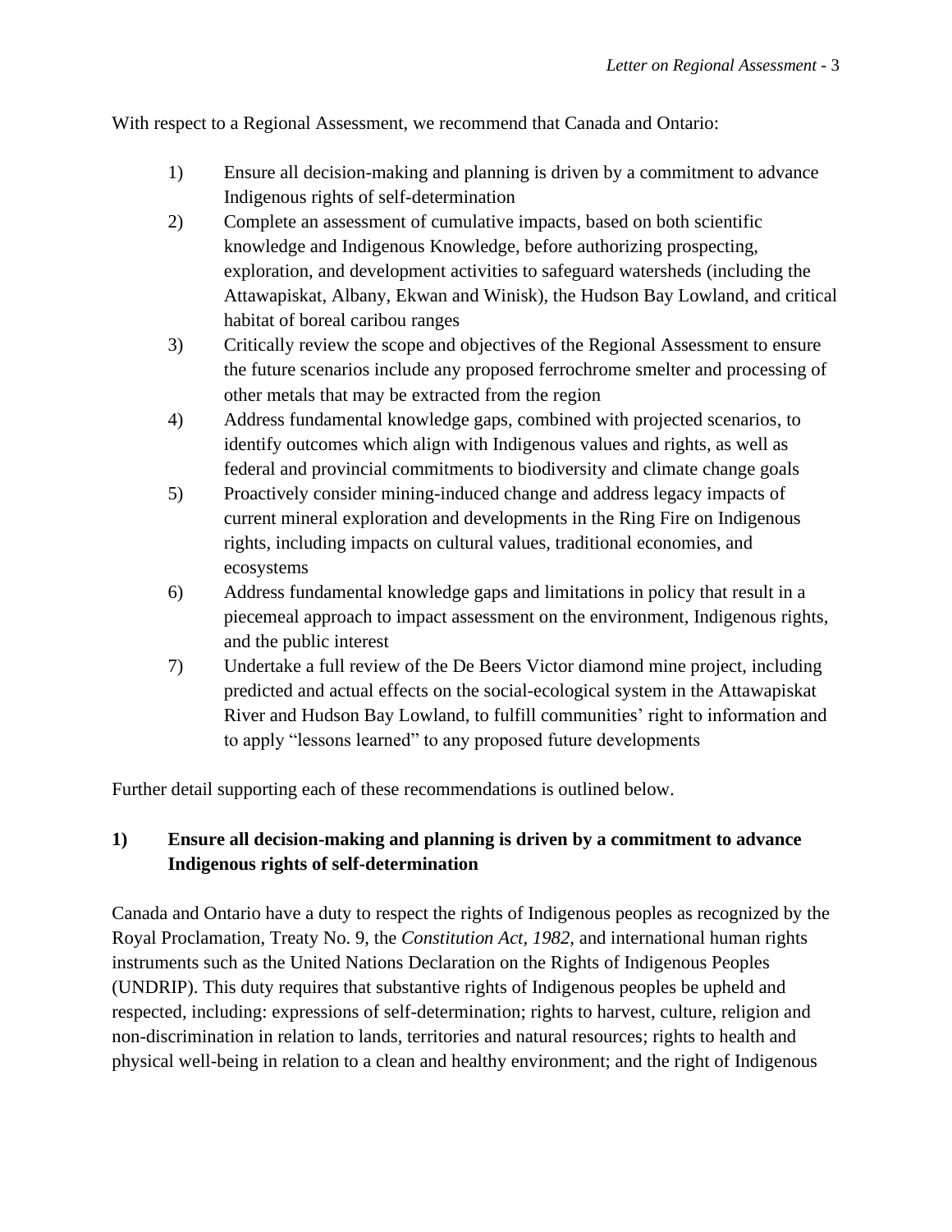With respect to a Regional Assessment, we recommend that Canada and Ontario:

1) Ensure all decision-making and planning is driven by a commitment to advance Indigenous rights of self-determination
2) Complete an assessment of cumulative impacts, based on both scientific knowledge and Indigenous Knowledge, before authorizing prospecting, exploration, and development activities to safeguard watersheds (including the Attawapiskat, Albany, Ekwan and Winisk), the Hudson Bay Lowland, and critical habitat of boreal caribou ranges
3) Critically review the scope and objectives of the Regional Assessment to ensure the future scenarios include any proposed ferrochrome smelter and processing of other metals that may be extracted from the region
4) Address fundamental knowledge gaps, combined with projected scenarios, to identify outcomes which align with Indigenous values and rights, as well as federal and provincial commitments to biodiversity and climate change goals
5) Proactively consider mining-induced change and address legacy impacts of current mineral exploration and developments in the Ring Fire on Indigenous rights, including impacts on cultural values, traditional economies, and ecosystems
6) Address fundamental knowledge gaps and limitations in policy that result in a piecemeal approach to impact assessment on the environment, Indigenous rights, and the public interest
7) Undertake a full review of the De Beers Victor diamond mine project, including predicted and actual effects on the social-ecological system in the Attawapiskat River and Hudson Bay Lowland, to fulfill communities' right to information and to apply "lessons learned" to any proposed future developments

Further detail supporting each of these recommendations is outlined below.

### 1) Ensure all decision-making and planning is driven by a commitment to advance Indigenous rights of self-determination

Canada and Ontario have a duty to respect the rights of Indigenous peoples as recognized by the Royal Proclamation, Treaty No. 9, the *Constitution Act, 1982*, and international human rights instruments such as the United Nations Declaration on the Rights of Indigenous Peoples (UNDRIP). This duty requires that substantive rights of Indigenous peoples be upheld and respected, including: expressions of self-determination; rights to harvest, culture, religion and non-discrimination in relation to lands, territories and natural resources; rights to health and physical well-being in relation to a clean and healthy environment; and the right of Indigenous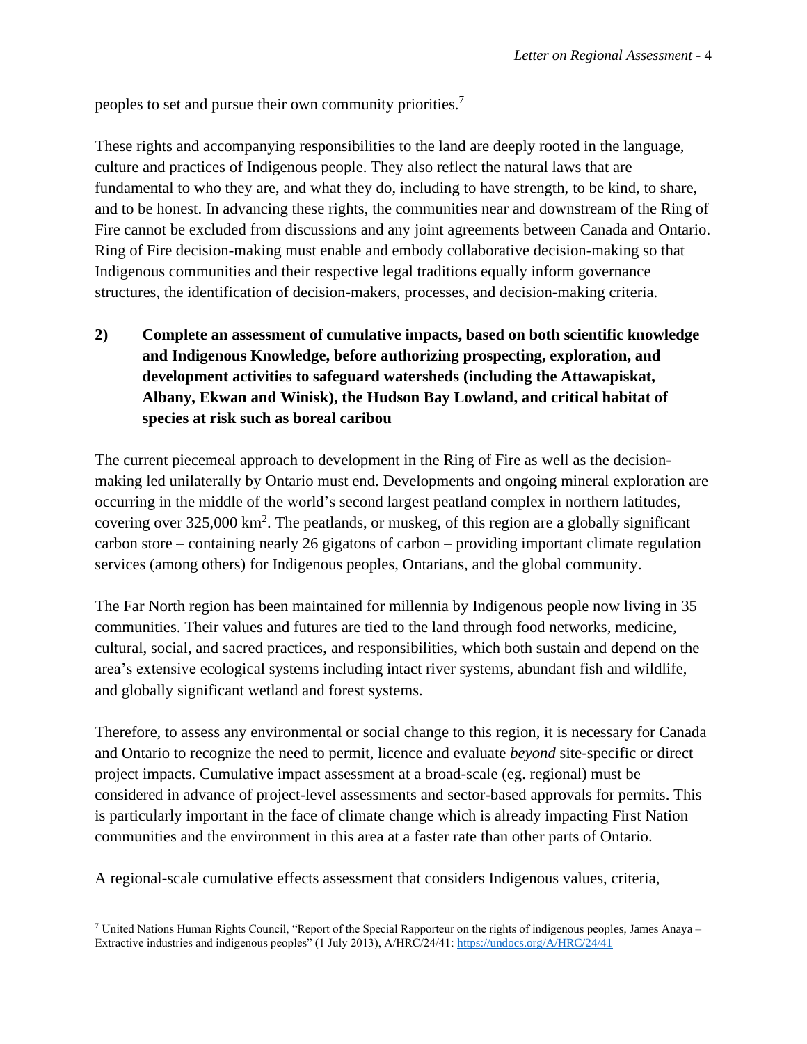peoples to set and pursue their own community priorities.[7]

These rights and accompanying responsibilities to the land are deeply rooted in the language, culture and practices of Indigenous people. They also reflect the natural laws that are fundamental to who they are, and what they do, including to have strength, to be kind, to share, and to be honest. In advancing these rights, the communities near and downstream of the Ring of Fire cannot be excluded from discussions and any joint agreements between Canada and Ontario. Ring of Fire decision-making must enable and embody collaborative decision-making so that Indigenous communities and their respective legal traditions equally inform governance structures, the identification of decision-makers, processes, and decision-making criteria.

**2) Complete an assessment of cumulative impacts, based on both scientific knowledge and Indigenous Knowledge, before authorizing prospecting, exploration, and development activities to safeguard watersheds (including the Attawapiskat, Albany, Ekwan and Winisk), the Hudson Bay Lowland, and critical habitat of species at risk such as boreal caribou**

The current piecemeal approach to development in the Ring of Fire as well as the decision-making led unilaterally by Ontario must end. Developments and ongoing mineral exploration are occurring in the middle of the world's second largest peatland complex in northern latitudes, covering over 325,000 $km^2$. The peatlands, or muskeg, of this region are a globally significant carbon store – containing nearly 26 gigatons of carbon – providing important climate regulation services (among others) for Indigenous peoples, Ontarians, and the global community.

The Far North region has been maintained for millennia by Indigenous people now living in 35 communities. Their values and futures are tied to the land through food networks, medicine, cultural, social, and sacred practices, and responsibilities, which both sustain and depend on the area's extensive ecological systems including intact river systems, abundant fish and wildlife, and globally significant wetland and forest systems.

Therefore, to assess any environmental or social change to this region, it is necessary for Canada and Ontario to recognize the need to permit, licence and evaluate *beyond* site-specific or direct project impacts. Cumulative impact assessment at a broad-scale (eg. regional) must be considered in advance of project-level assessments and sector-based approvals for permits. This is particularly important in the face of climate change which is already impacting First Nation communities and the environment in this area at a faster rate than other parts of Ontario.

A regional-scale cumulative effects assessment that considers Indigenous values, criteria,

[7] United Nations Human Rights Council, "Report of the Special Rapporteur on the rights of indigenous peoples, James Anaya – Extractive industries and indigenous peoples" (1 July 2013), A/HRC/24/41: https://undocs.org/A/HRC/24/41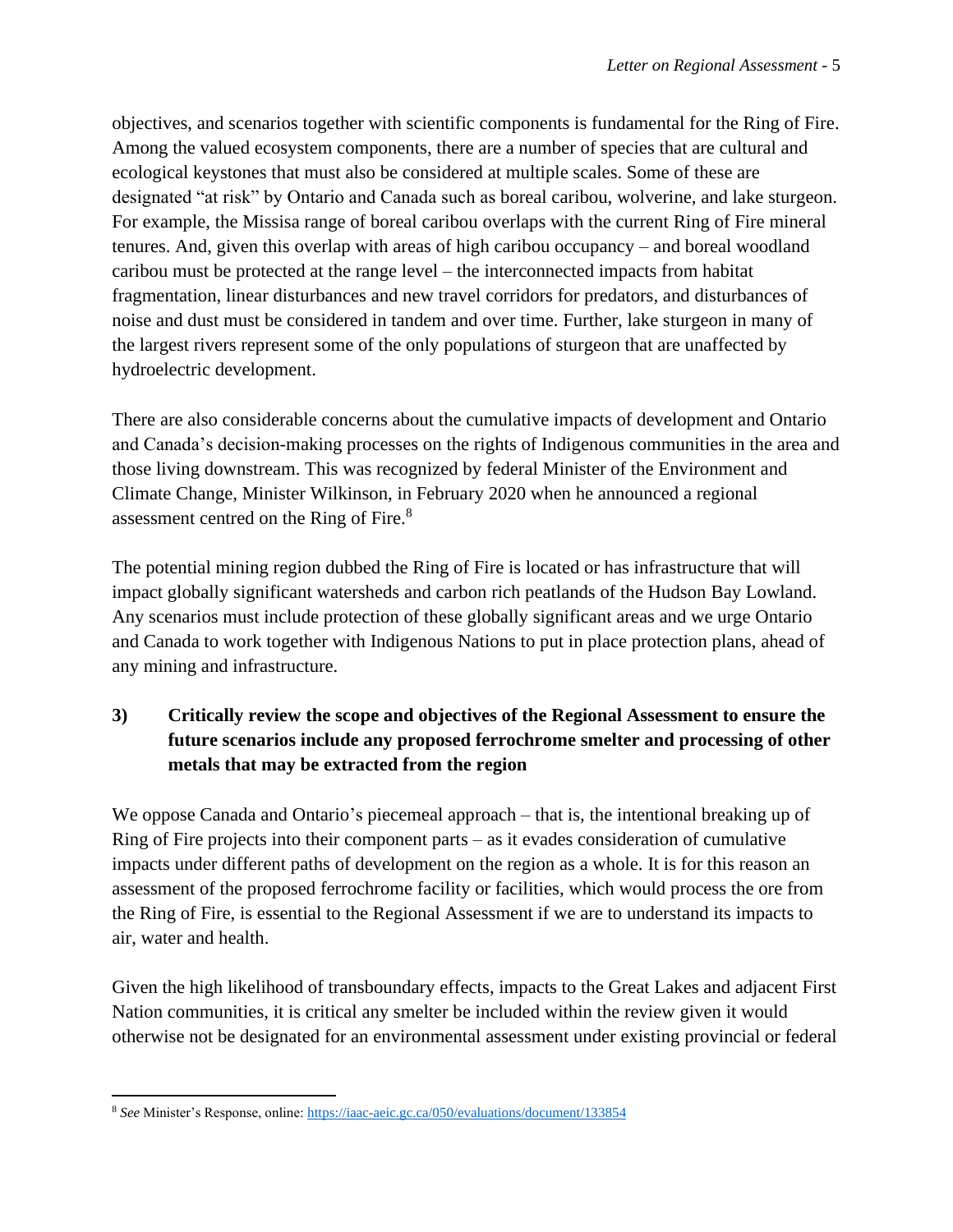objectives, and scenarios together with scientific components is fundamental for the Ring of Fire. Among the valued ecosystem components, there are a number of species that are cultural and ecological keystones that must also be considered at multiple scales. Some of these are designated "at risk" by Ontario and Canada such as boreal caribou, wolverine, and lake sturgeon. For example, the Missisa range of boreal caribou overlaps with the current Ring of Fire mineral tenures. And, given this overlap with areas of high caribou occupancy – and boreal woodland caribou must be protected at the range level – the interconnected impacts from habitat fragmentation, linear disturbances and new travel corridors for predators, and disturbances of noise and dust must be considered in tandem and over time. Further, lake sturgeon in many of the largest rivers represent some of the only populations of sturgeon that are unaffected by hydroelectric development.

There are also considerable concerns about the cumulative impacts of development and Ontario and Canada's decision-making processes on the rights of Indigenous communities in the area and those living downstream. This was recognized by federal Minister of the Environment and Climate Change, Minister Wilkinson, in February 2020 when he announced a regional assessment centred on the Ring of Fire.[8]

The potential mining region dubbed the Ring of Fire is located or has infrastructure that will impact globally significant watersheds and carbon rich peatlands of the Hudson Bay Lowland. Any scenarios must include protection of these globally significant areas and we urge Ontario and Canada to work together with Indigenous Nations to put in place protection plans, ahead of any mining and infrastructure.

**3) Critically review the scope and objectives of the Regional Assessment to ensure the future scenarios include any proposed ferrochrome smelter and processing of other metals that may be extracted from the region**

We oppose Canada and Ontario's piecemeal approach – that is, the intentional breaking up of Ring of Fire projects into their component parts – as it evades consideration of cumulative impacts under different paths of development on the region as a whole. It is for this reason an assessment of the proposed ferrochrome facility or facilities, which would process the ore from the Ring of Fire, is essential to the Regional Assessment if we are to understand its impacts to air, water and health.

Given the high likelihood of transboundary effects, impacts to the Great Lakes and adjacent First Nation communities, it is critical any smelter be included within the review given it would otherwise not be designated for an environmental assessment under existing provincial or federal

---

[8] *See* Minister's Response, online: https://iaac-aeic.gc.ca/050/evaluations/document/133854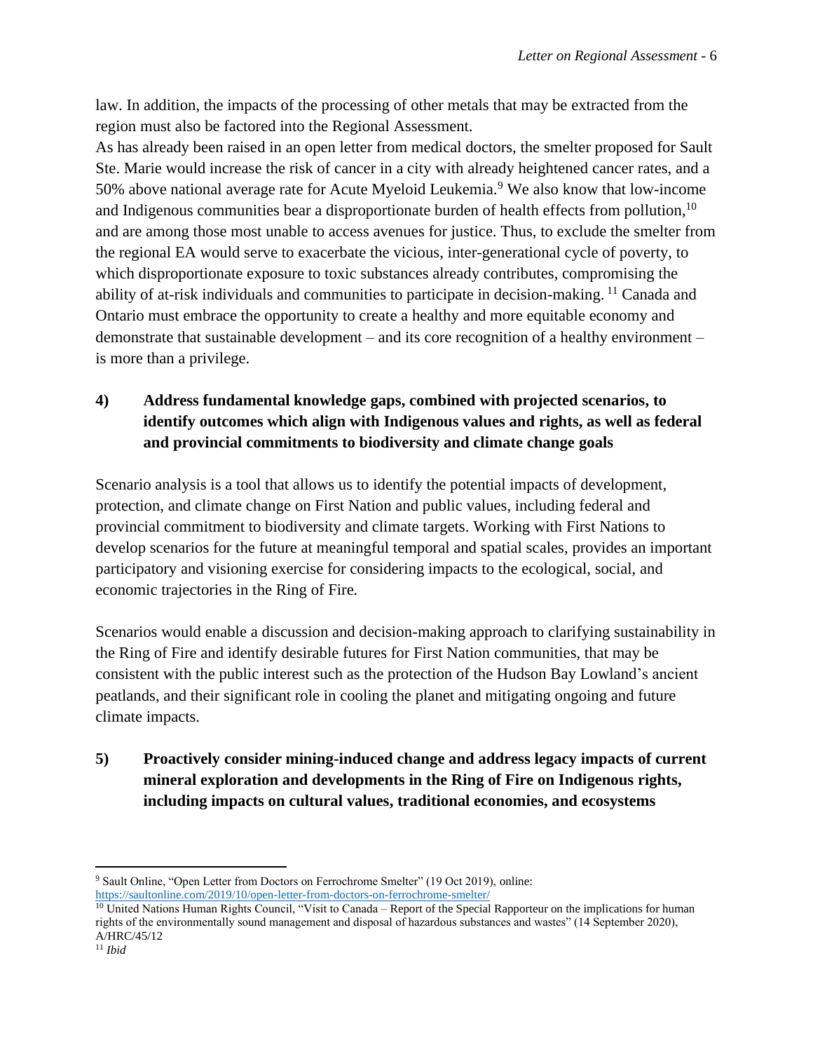law. In addition, the impacts of the processing of other metals that may be extracted from the region must also be factored into the Regional Assessment.

As has already been raised in an open letter from medical doctors, the smelter proposed for Sault Ste. Marie would increase the risk of cancer in a city with already heightened cancer rates, and a 50% above national average rate for Acute Myeloid Leukemia.[9] We also know that low-income and Indigenous communities bear a disproportionate burden of health effects from pollution,[10] and are among those most unable to access avenues for justice. Thus, to exclude the smelter from the regional EA would serve to exacerbate the vicious, inter-generational cycle of poverty, to which disproportionate exposure to toxic substances already contributes, compromising the ability of at-risk individuals and communities to participate in decision-making.[11] Canada and Ontario must embrace the opportunity to create a healthy and more equitable economy and demonstrate that sustainable development – and its core recognition of a healthy environment – is more than a privilege.

**4) Address fundamental knowledge gaps, combined with projected scenarios, to identify outcomes which align with Indigenous values and rights, as well as federal and provincial commitments to biodiversity and climate change goals**

Scenario analysis is a tool that allows us to identify the potential impacts of development, protection, and climate change on First Nation and public values, including federal and provincial commitment to biodiversity and climate targets. Working with First Nations to develop scenarios for the future at meaningful temporal and spatial scales, provides an important participatory and visioning exercise for considering impacts to the ecological, social, and economic trajectories in the Ring of Fire.

Scenarios would enable a discussion and decision-making approach to clarifying sustainability in the Ring of Fire and identify desirable futures for First Nation communities, that may be consistent with the public interest such as the protection of the Hudson Bay Lowland's ancient peatlands, and their significant role in cooling the planet and mitigating ongoing and future climate impacts.

**5) Proactively consider mining-induced change and address legacy impacts of current mineral exploration and developments in the Ring of Fire on Indigenous rights, including impacts on cultural values, traditional economies, and ecosystems**

---

[9] Sault Online, "Open Letter from Doctors on Ferrochrome Smelter" (19 Oct 2019), online: https://saultonline.com/2019/10/open-letter-from-doctors-on-ferrochrome-smelter/

[10] United Nations Human Rights Council, "Visit to Canada – Report of the Special Rapporteur on the implications for human rights of the environmentally sound management and disposal of hazardous substances and wastes" (14 September 2020), A/HRC/45/12

[11] *Ibid*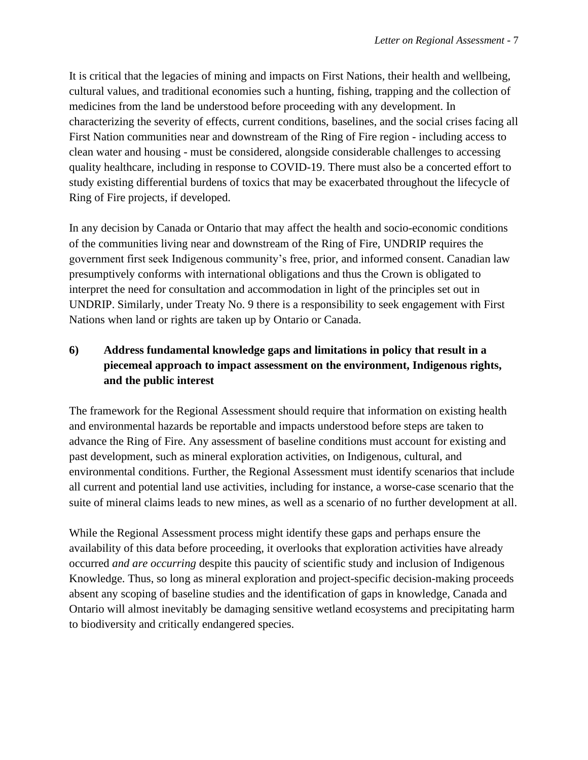It is critical that the legacies of mining and impacts on First Nations, their health and wellbeing, cultural values, and traditional economies such a hunting, fishing, trapping and the collection of medicines from the land be understood before proceeding with any development. In characterizing the severity of effects, current conditions, baselines, and the social crises facing all First Nation communities near and downstream of the Ring of Fire region - including access to clean water and housing - must be considered, alongside considerable challenges to accessing quality healthcare, including in response to COVID-19. There must also be a concerted effort to study existing differential burdens of toxics that may be exacerbated throughout the lifecycle of Ring of Fire projects, if developed.

In any decision by Canada or Ontario that may affect the health and socio-economic conditions of the communities living near and downstream of the Ring of Fire, UNDRIP requires the government first seek Indigenous community's free, prior, and informed consent. Canadian law presumptively conforms with international obligations and thus the Crown is obligated to interpret the need for consultation and accommodation in light of the principles set out in UNDRIP. Similarly, under Treaty No. 9 there is a responsibility to seek engagement with First Nations when land or rights are taken up by Ontario or Canada.

### 6) Address fundamental knowledge gaps and limitations in policy that result in a piecemeal approach to impact assessment on the environment, Indigenous rights, and the public interest

The framework for the Regional Assessment should require that information on existing health and environmental hazards be reportable and impacts understood before steps are taken to advance the Ring of Fire. Any assessment of baseline conditions must account for existing and past development, such as mineral exploration activities, on Indigenous, cultural, and environmental conditions. Further, the Regional Assessment must identify scenarios that include all current and potential land use activities, including for instance, a worse-case scenario that the suite of mineral claims leads to new mines, as well as a scenario of no further development at all.

While the Regional Assessment process might identify these gaps and perhaps ensure the availability of this data before proceeding, it overlooks that exploration activities have already occurred *and are occurring* despite this paucity of scientific study and inclusion of Indigenous Knowledge. Thus, so long as mineral exploration and project-specific decision-making proceeds absent any scoping of baseline studies and the identification of gaps in knowledge, Canada and Ontario will almost inevitably be damaging sensitive wetland ecosystems and precipitating harm to biodiversity and critically endangered species.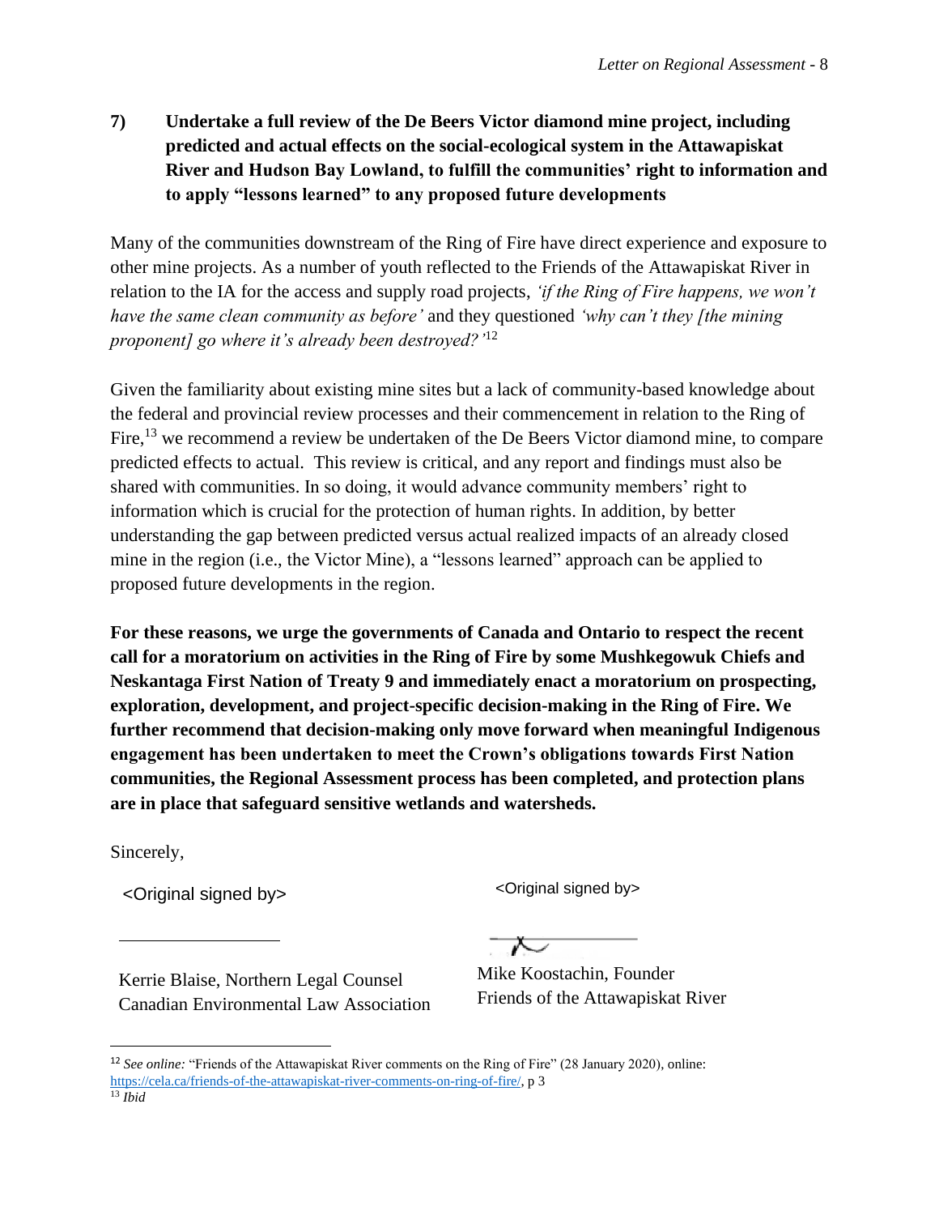**7) Undertake a full review of the De Beers Victor diamond mine project, including predicted and actual effects on the social-ecological system in the Attawapiskat River and Hudson Bay Lowland, to fulfill the communities' right to information and to apply "lessons learned" to any proposed future developments**

Many of the communities downstream of the Ring of Fire have direct experience and exposure to other mine projects. As a number of youth reflected to the Friends of the Attawapiskat River in relation to the IA for the access and supply road projects, *'if the Ring of Fire happens, we won't have the same clean community as before'* and they questioned *'why can't they [the mining proponent] go where it's already been destroyed?'*[12]

Given the familiarity about existing mine sites but a lack of community-based knowledge about the federal and provincial review processes and their commencement in relation to the Ring of Fire,[13] we recommend a review be undertaken of the De Beers Victor diamond mine, to compare predicted effects to actual. This review is critical, and any report and findings must also be shared with communities. In so doing, it would advance community members' right to information which is crucial for the protection of human rights. In addition, by better understanding the gap between predicted versus actual realized impacts of an already closed mine in the region (i.e., the Victor Mine), a "lessons learned" approach can be applied to proposed future developments in the region.

**For these reasons, we urge the governments of Canada and Ontario to respect the recent call for a moratorium on activities in the Ring of Fire by some Mushkegowuk Chiefs and Neskantaga First Nation of Treaty 9 and immediately enact a moratorium on prospecting, exploration, development, and project-specific decision-making in the Ring of Fire. We further recommend that decision-making only move forward when meaningful Indigenous engagement has been undertaken to meet the Crown's obligations towards First Nation communities, the Regional Assessment process has been completed, and protection plans are in place that safeguard sensitive wetlands and watersheds.**

Sincerely,

<Original signed by>

Kerrie Blaise, Northern Legal Counsel
Canadian Environmental Law Association

<Original signed by>

Mike Koostachin, Founder
Friends of the Attawapiskat River

---

[12] *See online:* "Friends of the Attawapiskat River comments on the Ring of Fire" (28 January 2020), online: https://cela.ca/friends-of-the-attawapiskat-river-comments-on-ring-of-fire/, p 3

[13] *Ibid*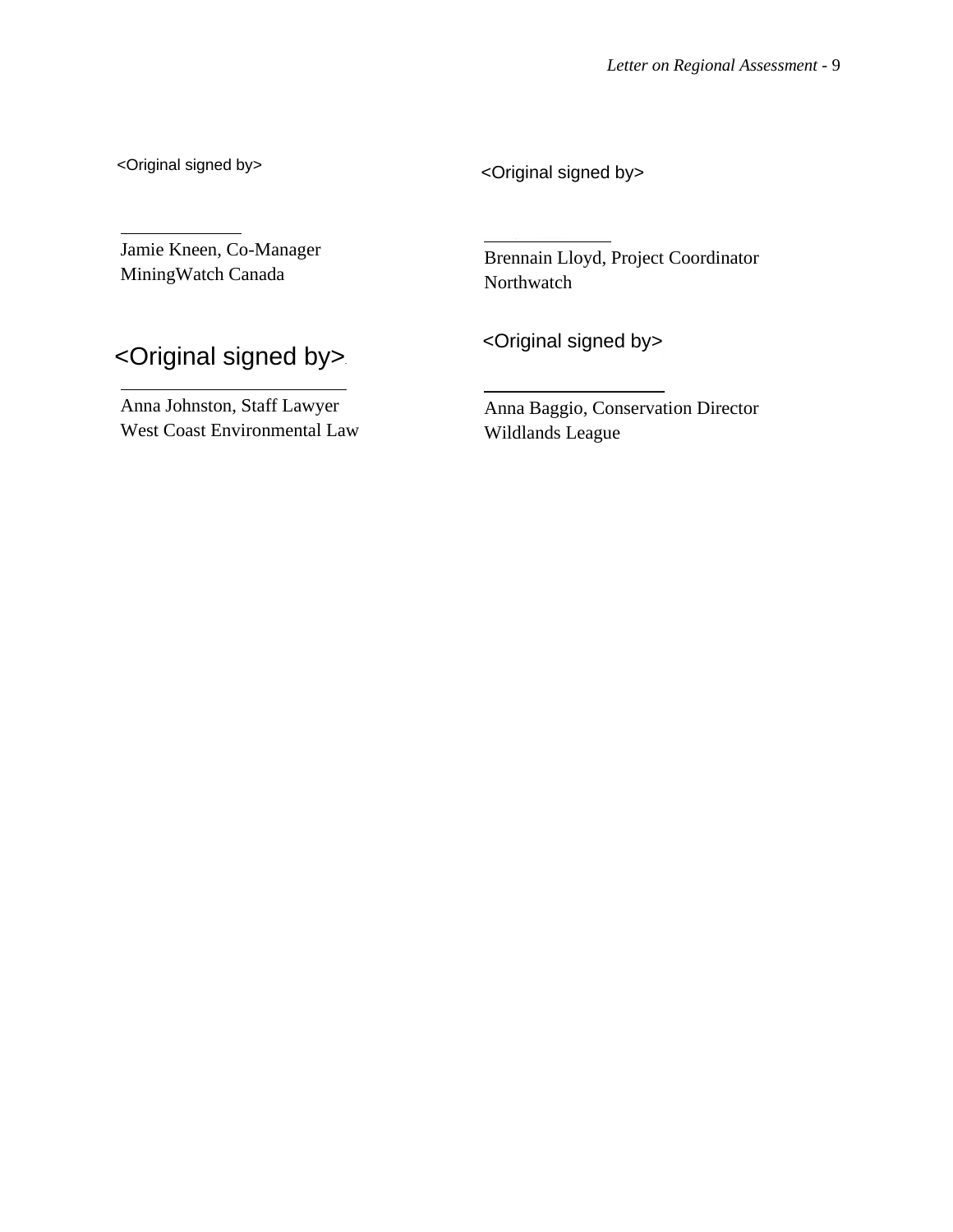<Original signed by>

Jamie Kneen, Co-Manager
MiningWatch Canada

<Original signed by>

Brennain Lloyd, Project Coordinator
Northwatch

<Original signed by>

Anna Johnston, Staff Lawyer
West Coast Environmental Law

<Original signed by>

Anna Baggio, Conservation Director
Wildlands League